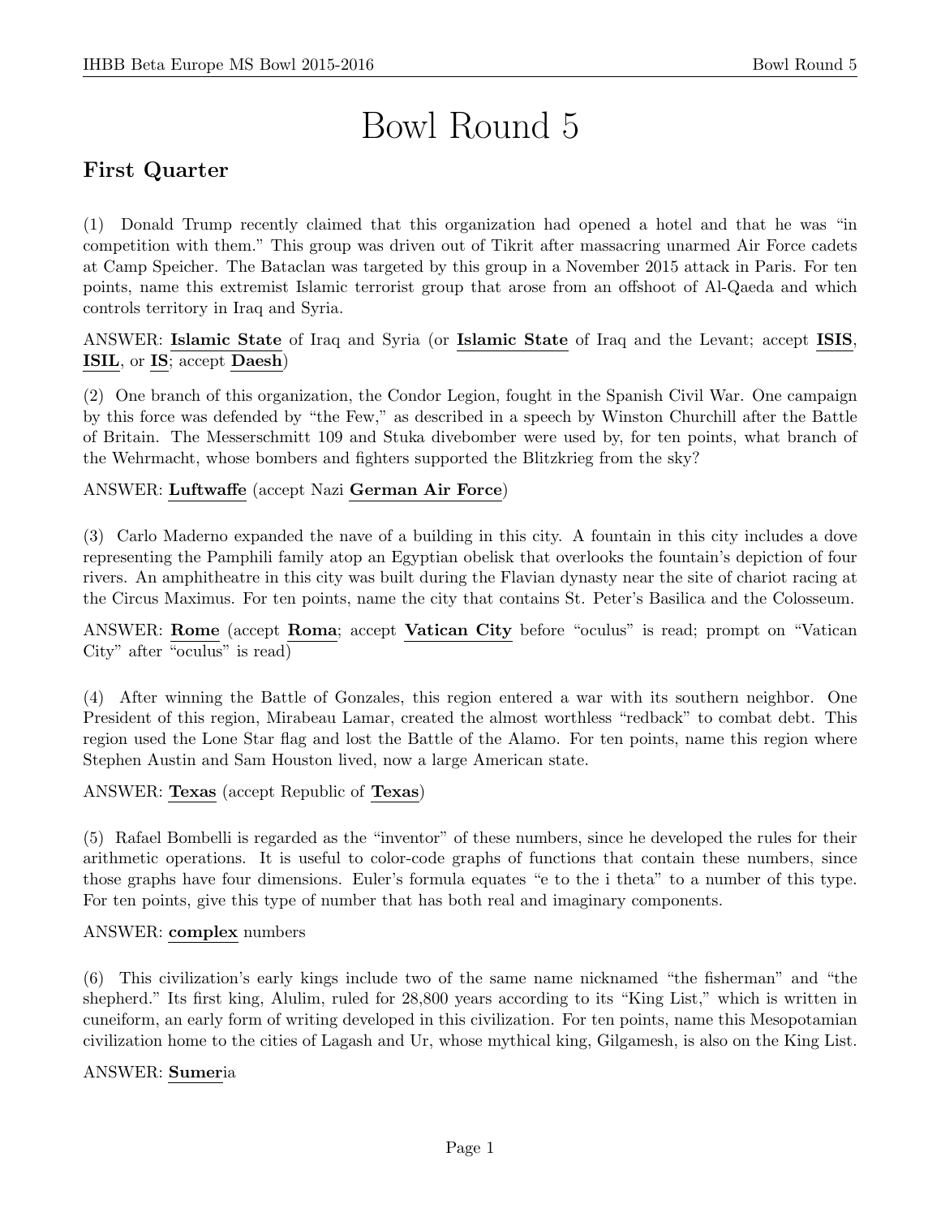# Bowl Round 5

## First Quarter

(1) Donald Trump recently claimed that this organization had opened a hotel and that he was "in competition with them." This group was driven out of Tikrit after massacring unarmed Air Force cadets at Camp Speicher. The Bataclan was targeted by this group in a November 2015 attack in Paris. For ten points, name this extremist Islamic terrorist group that arose from an offshoot of Al-Qaeda and which controls territory in Iraq and Syria.

ANSWER: **Islamic State** of Iraq and Syria (or **Islamic State** of Iraq and the Levant; accept **ISIS**, **ISIL**, or **IS**; accept **Daesh**)

(2) One branch of this organization, the Condor Legion, fought in the Spanish Civil War. One campaign by this force was defended by "the Few," as described in a speech by Winston Churchill after the Battle of Britain. The Messerschmitt 109 and Stuka divebomber were used by, for ten points, what branch of the Wehrmacht, whose bombers and fighters supported the Blitzkrieg from the sky?

ANSWER: **Luftwaffe** (accept Nazi **German Air Force**)

(3) Carlo Maderno expanded the nave of a building in this city. A fountain in this city includes a dove representing the Pamphili family atop an Egyptian obelisk that overlooks the fountain's depiction of four rivers. An amphitheatre in this city was built during the Flavian dynasty near the site of chariot racing at the Circus Maximus. For ten points, name the city that contains St. Peter's Basilica and the Colosseum.

ANSWER: **Rome** (accept **Roma**; accept **Vatican City** before "oculus" is read; prompt on "Vatican City" after "oculus" is read)

(4) After winning the Battle of Gonzales, this region entered a war with its southern neighbor. One President of this region, Mirabeau Lamar, created the almost worthless "redback" to combat debt. This region used the Lone Star flag and lost the Battle of the Alamo. For ten points, name this region where Stephen Austin and Sam Houston lived, now a large American state.

ANSWER: **Texas** (accept Republic of **Texas**)

(5) Rafael Bombelli is regarded as the "inventor" of these numbers, since he developed the rules for their arithmetic operations. It is useful to color-code graphs of functions that contain these numbers, since those graphs have four dimensions. Euler's formula equates "e to the i theta" to a number of this type. For ten points, give this type of number that has both real and imaginary components.

ANSWER: **complex** numbers

(6) This civilization's early kings include two of the same name nicknamed "the fisherman" and "the shepherd." Its first king, Alulim, ruled for 28,800 years according to its "King List," which is written in cuneiform, an early form of writing developed in this civilization. For ten points, name this Mesopotamian civilization home to the cities of Lagash and Ur, whose mythical king, Gilgamesh, is also on the King List.

ANSWER: **Sumer**ia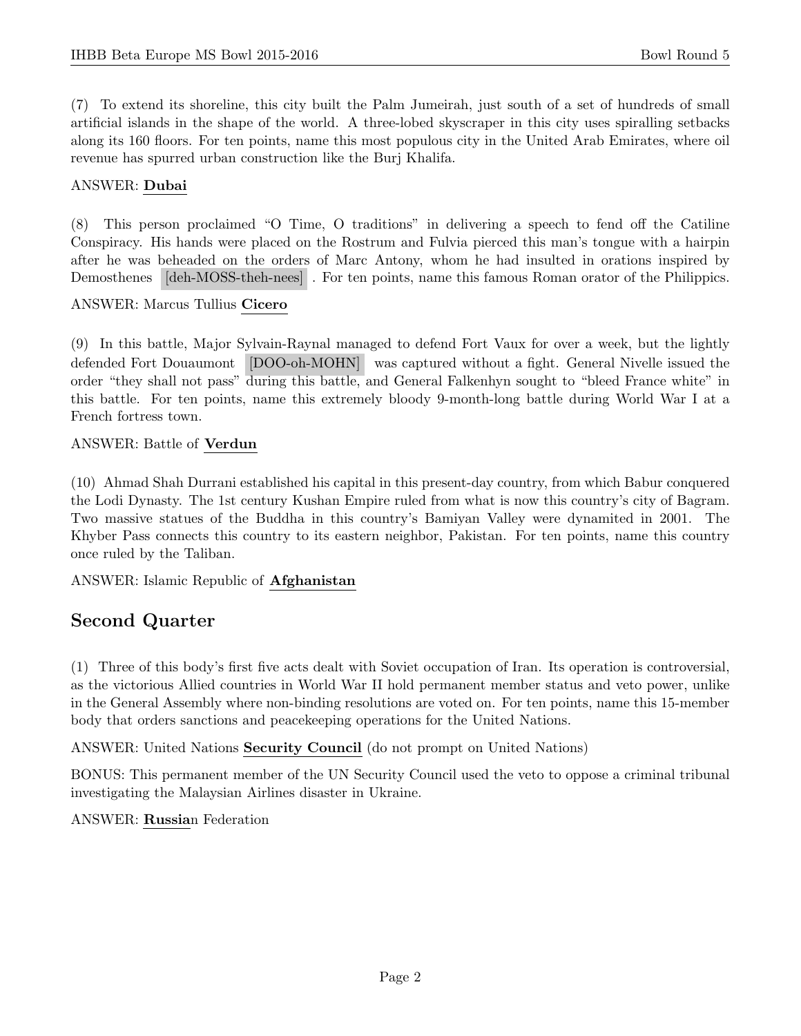(7) To extend its shoreline, this city built the Palm Jumeirah, just south of a set of hundreds of small artificial islands in the shape of the world. A three-lobed skyscraper in this city uses spiralling setbacks along its 160 floors. For ten points, name this most populous city in the United Arab Emirates, where oil revenue has spurred urban construction like the Burj Khalifa.

ANSWER: **Dubai**

(8) This person proclaimed "O Time, O traditions" in delivering a speech to fend off the Catiline Conspiracy. His hands were placed on the Rostrum and Fulvia pierced this man's tongue with a hairpin after he was beheaded on the orders of Marc Antony, whom he had insulted in orations inspired by Demosthenes [deh-MOSS-theh-nees] . For ten points, name this famous Roman orator of the Philippics.

ANSWER: Marcus Tullius **Cicero**

(9) In this battle, Major Sylvain-Raynal managed to defend Fort Vaux for over a week, but the lightly defended Fort Douaumont [DOO-oh-MOHN] was captured without a fight. General Nivelle issued the order "they shall not pass" during this battle, and General Falkenhyn sought to "bleed France white" in this battle. For ten points, name this extremely bloody 9-month-long battle during World War I at a French fortress town.

ANSWER: Battle of **Verdun**

(10) Ahmad Shah Durrani established his capital in this present-day country, from which Babur conquered the Lodi Dynasty. The 1st century Kushan Empire ruled from what is now this country's city of Bagram. Two massive statues of the Buddha in this country's Bamiyan Valley were dynamited in 2001. The Khyber Pass connects this country to its eastern neighbor, Pakistan. For ten points, name this country once ruled by the Taliban.

ANSWER: Islamic Republic of **Afghanistan**

## Second Quarter

(1) Three of this body's first five acts dealt with Soviet occupation of Iran. Its operation is controversial, as the victorious Allied countries in World War II hold permanent member status and veto power, unlike in the General Assembly where non-binding resolutions are voted on. For ten points, name this 15-member body that orders sanctions and peacekeeping operations for the United Nations.

ANSWER: United Nations **Security Council** (do not prompt on United Nations)

BONUS: This permanent member of the UN Security Council used the veto to oppose a criminal tribunal investigating the Malaysian Airlines disaster in Ukraine.

ANSWER: **Russia**n Federation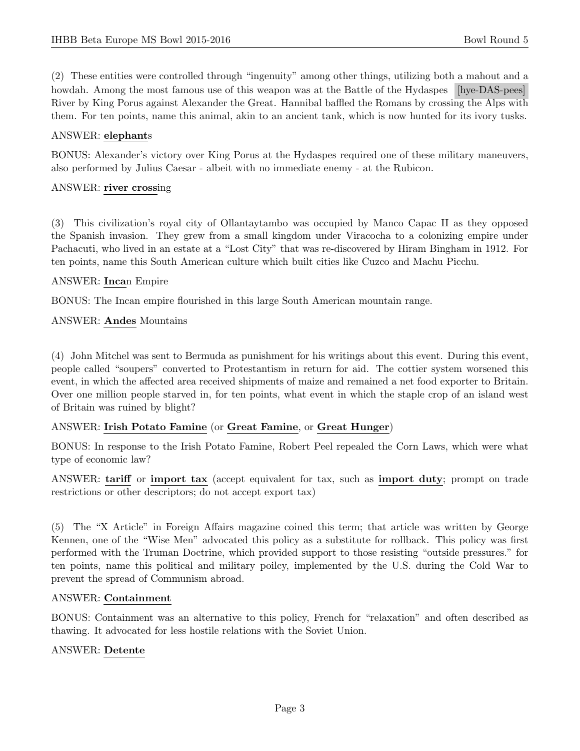(2) These entities were controlled through "ingenuity" among other things, utilizing both a mahout and a howdah. Among the most famous use of this weapon was at the Battle of the Hydaspes [hye-DAS-pees] River by King Porus against Alexander the Great. Hannibal baffled the Romans by crossing the Alps with them. For ten points, name this animal, akin to an ancient tank, which is now hunted for its ivory tusks.

ANSWER: **elephant**s

BONUS: Alexander's victory over King Porus at the Hydaspes required one of these military maneuvers, also performed by Julius Caesar - albeit with no immediate enemy - at the Rubicon.

ANSWER: **river cross**ing

(3) This civilization's royal city of Ollantaytambo was occupied by Manco Capac II as they opposed the Spanish invasion. They grew from a small kingdom under Viracocha to a colonizing empire under Pachacuti, who lived in an estate at a "Lost City" that was re-discovered by Hiram Bingham in 1912. For ten points, name this South American culture which built cities like Cuzco and Machu Picchu.

ANSWER: **Inca**n Empire

BONUS: The Incan empire flourished in this large South American mountain range.

ANSWER: **Andes** Mountains

(4) John Mitchel was sent to Bermuda as punishment for his writings about this event. During this event, people called "soupers" converted to Protestantism in return for aid. The cottier system worsened this event, in which the affected area received shipments of maize and remained a net food exporter to Britain. Over one million people starved in, for ten points, what event in which the staple crop of an island west of Britain was ruined by blight?

ANSWER: **Irish Potato Famine** (or **Great Famine**, or **Great Hunger**)

BONUS: In response to the Irish Potato Famine, Robert Peel repealed the Corn Laws, which were what type of economic law?

ANSWER: **tariff** or **import tax** (accept equivalent for tax, such as **import duty**; prompt on trade restrictions or other descriptors; do not accept export tax)

(5) The "X Article" in Foreign Affairs magazine coined this term; that article was written by George Kennen, one of the "Wise Men" advocated this policy as a substitute for rollback. This policy was first performed with the Truman Doctrine, which provided support to those resisting "outside pressures." for ten points, name this political and military poilcy, implemented by the U.S. during the Cold War to prevent the spread of Communism abroad.

ANSWER: **Containment**

BONUS: Containment was an alternative to this policy, French for "relaxation" and often described as thawing. It advocated for less hostile relations with the Soviet Union.

ANSWER: **Detente**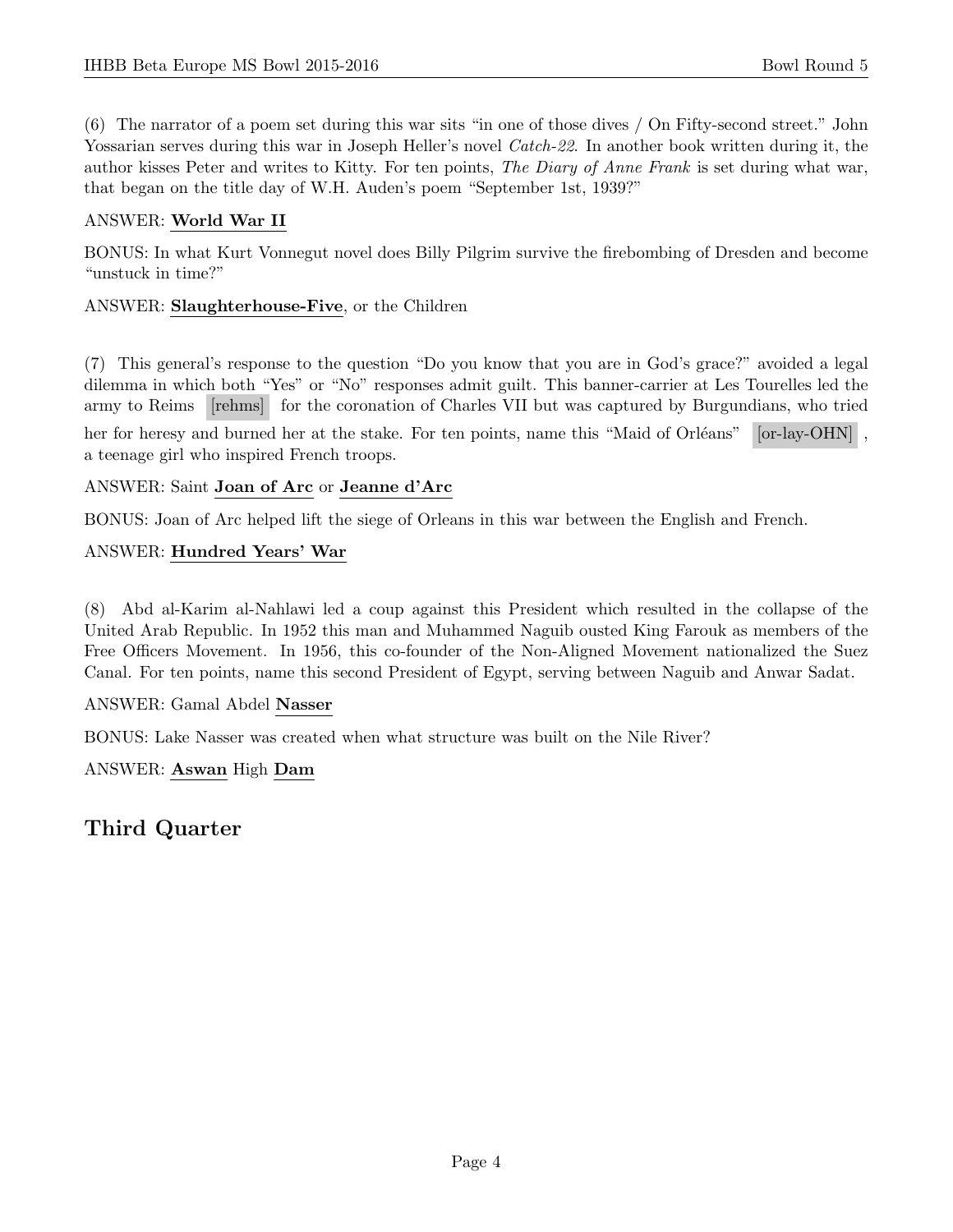(6) The narrator of a poem set during this war sits "in one of those dives / On Fifty-second street." John Yossarian serves during this war in Joseph Heller's novel *Catch-22*. In another book written during it, the author kisses Peter and writes to Kitty. For ten points, *The Diary of Anne Frank* is set during what war, that began on the title day of W.H. Auden's poem "September 1st, 1939?"

ANSWER: **World War II**

BONUS: In what Kurt Vonnegut novel does Billy Pilgrim survive the firebombing of Dresden and become "unstuck in time?"

ANSWER: **Slaughterhouse-Five**, or the Children

(7) This general's response to the question "Do you know that you are in God's grace?" avoided a legal dilemma in which both "Yes" or "No" responses admit guilt. This banner-carrier at Les Tourelles led the army to Reims [rehms] for the coronation of Charles VII but was captured by Burgundians, who tried her for heresy and burned her at the stake. For ten points, name this "Maid of Orléans" [or-lay-OHN], a teenage girl who inspired French troops.

ANSWER: Saint **Joan of Arc** or **Jeanne d'Arc**

BONUS: Joan of Arc helped lift the siege of Orleans in this war between the English and French.

ANSWER: **Hundred Years' War**

(8) Abd al-Karim al-Nahlawi led a coup against this President which resulted in the collapse of the United Arab Republic. In 1952 this man and Muhammed Naguib ousted King Farouk as members of the Free Officers Movement. In 1956, this co-founder of the Non-Aligned Movement nationalized the Suez Canal. For ten points, name this second President of Egypt, serving between Naguib and Anwar Sadat.

ANSWER: Gamal Abdel **Nasser**

BONUS: Lake Nasser was created when what structure was built on the Nile River?

ANSWER: **Aswan** High **Dam**

## Third Quarter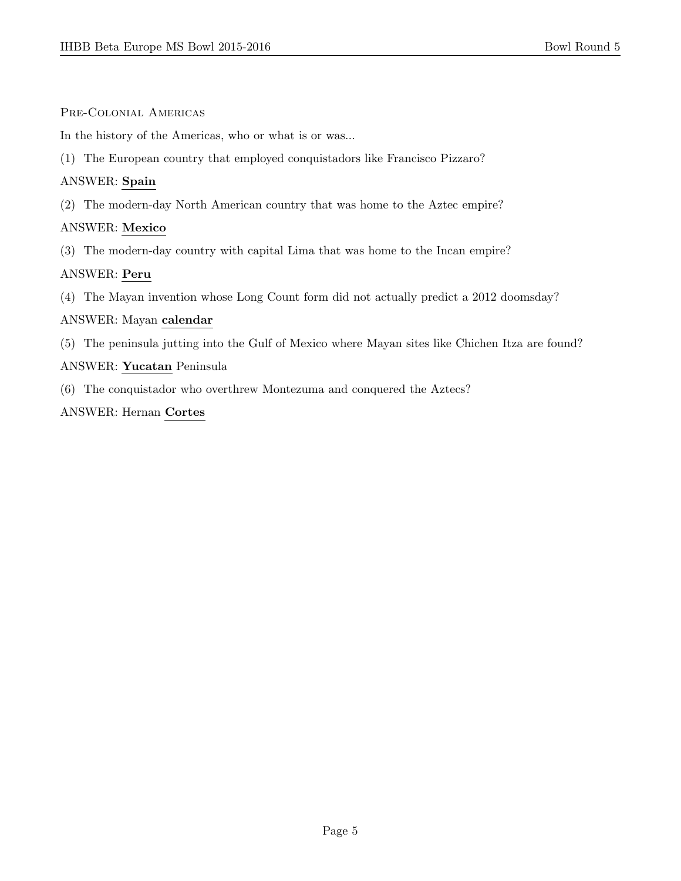## Pre-Colonial Americas

In the history of the Americas, who or what is or was...

(1) The European country that employed conquistadors like Francisco Pizzaro?

ANSWER: **Spain**

(2) The modern-day North American country that was home to the Aztec empire?

ANSWER: **Mexico**

(3) The modern-day country with capital Lima that was home to the Incan empire?

ANSWER: **Peru**

(4) The Mayan invention whose Long Count form did not actually predict a 2012 doomsday?

ANSWER: Mayan **calendar**

(5) The peninsula jutting into the Gulf of Mexico where Mayan sites like Chichen Itza are found?

ANSWER: **Yucatan** Peninsula

(6) The conquistador who overthrew Montezuma and conquered the Aztecs?

ANSWER: Hernan **Cortes**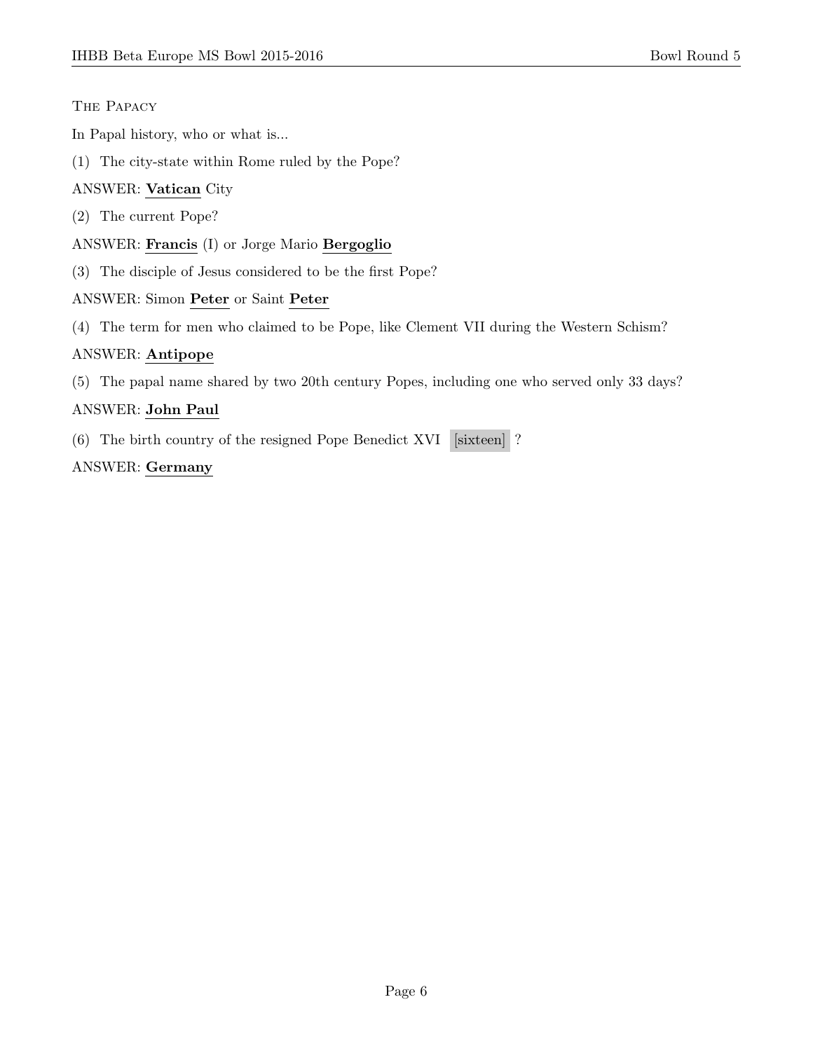## The Papacy

In Papal history, who or what is...

(1) The city-state within Rome ruled by the Pope?

ANSWER: **Vatican** City

(2) The current Pope?

ANSWER: **Francis** (I) or Jorge Mario **Bergoglio**

(3) The disciple of Jesus considered to be the first Pope?

ANSWER: Simon **Peter** or Saint **Peter**

(4) The term for men who claimed to be Pope, like Clement VII during the Western Schism?

ANSWER: **Antipope**

(5) The papal name shared by two 20th century Popes, including one who served only 33 days?

ANSWER: **John Paul**

(6) The birth country of the resigned Pope Benedict XVI [sixteen] ?

ANSWER: **Germany**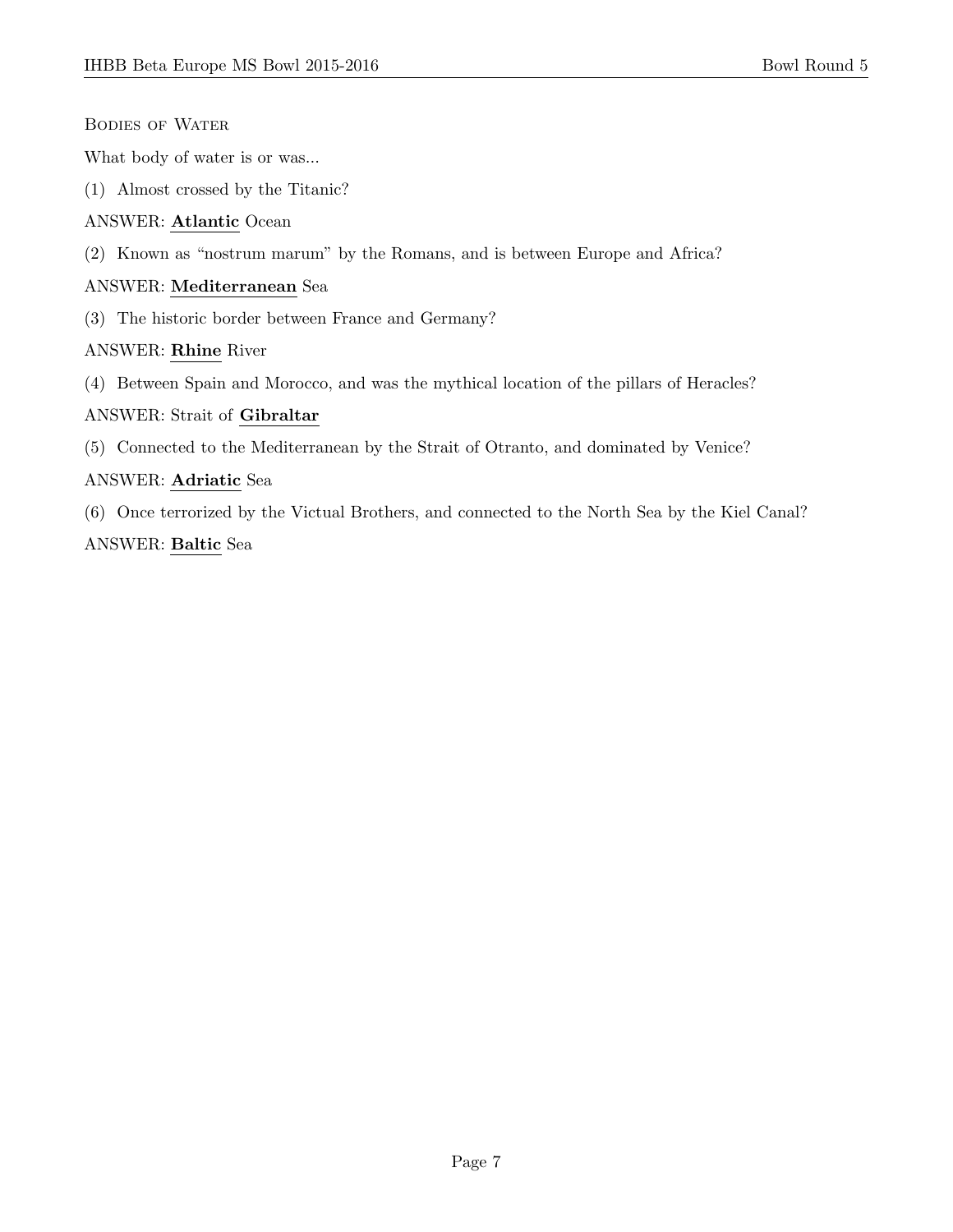## Bodies of Water

What body of water is or was...

(1) Almost crossed by the Titanic?

ANSWER: **Atlantic** Ocean

(2) Known as "nostrum marum" by the Romans, and is between Europe and Africa?

ANSWER: **Mediterranean** Sea

(3) The historic border between France and Germany?

ANSWER: **Rhine** River

(4) Between Spain and Morocco, and was the mythical location of the pillars of Heracles?

ANSWER: Strait of **Gibraltar**

(5) Connected to the Mediterranean by the Strait of Otranto, and dominated by Venice?

ANSWER: **Adriatic** Sea

(6) Once terrorized by the Victual Brothers, and connected to the North Sea by the Kiel Canal?

ANSWER: **Baltic** Sea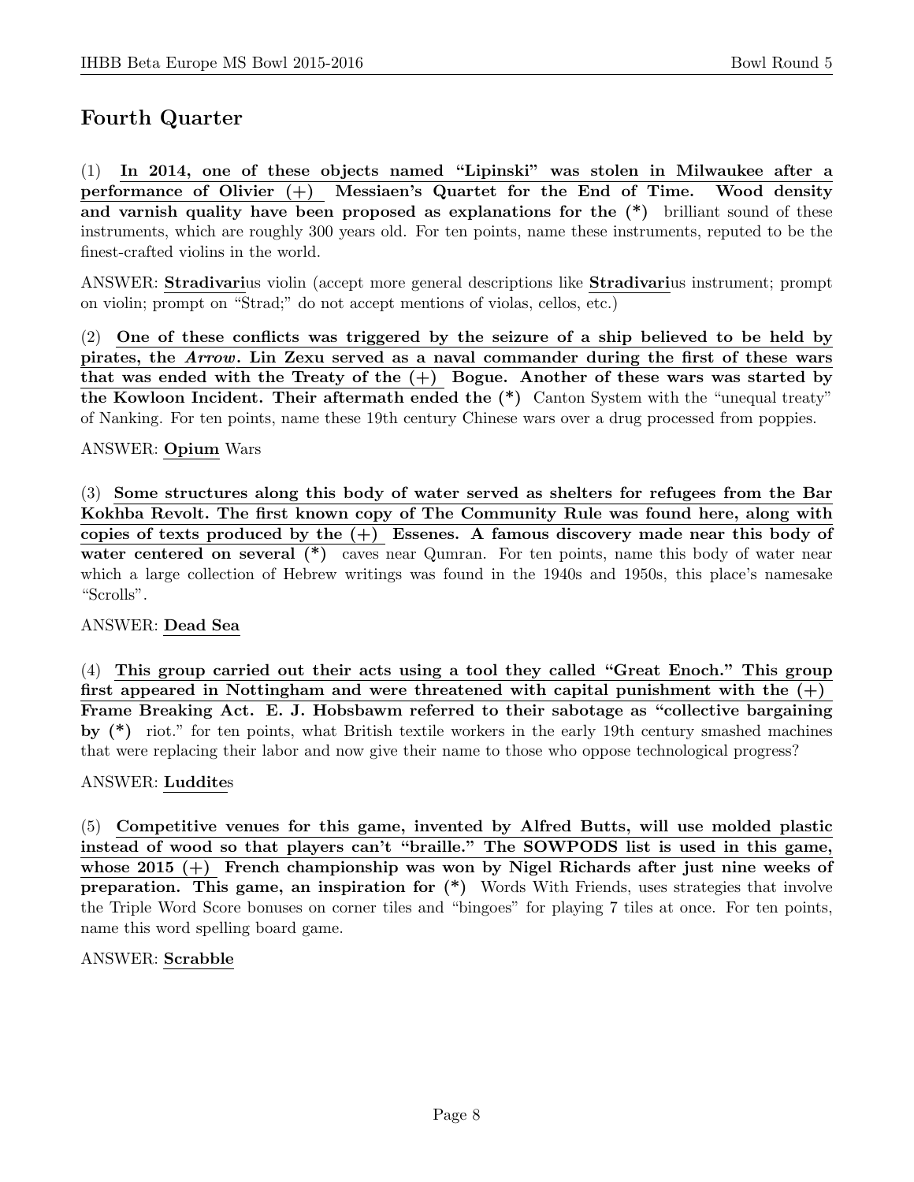## Fourth Quarter

(1) **In 2014, one of these objects named "Lipinski" was stolen in Milwaukee after a performance of Olivier (+) Messiaen's Quartet for the End of Time. Wood density and varnish quality have been proposed as explanations for the (*)** brilliant sound of these instruments, which are roughly 300 years old. For ten points, name these instruments, reputed to be the finest-crafted violins in the world.

ANSWER: **Stradivari**us violin (accept more general descriptions like **Stradivari**us instrument; prompt on violin; prompt on "Strad;" do not accept mentions of violas, cellos, etc.)

(2) **One of these conflicts was triggered by the seizure of a ship believed to be held by pirates, the *Arrow*. Lin Zexu served as a naval commander during the first of these wars that was ended with the Treaty of the (+) Bogue. Another of these wars was started by the Kowloon Incident. Their aftermath ended the (*)** Canton System with the "unequal treaty" of Nanking. For ten points, name these 19th century Chinese wars over a drug processed from poppies.

ANSWER: **Opium** Wars

(3) **Some structures along this body of water served as shelters for refugees from the Bar Kokhba Revolt. The first known copy of The Community Rule was found here, along with copies of texts produced by the (+) Essenes. A famous discovery made near this body of water centered on several (*)** caves near Qumran. For ten points, name this body of water near which a large collection of Hebrew writings was found in the 1940s and 1950s, this place's namesake "Scrolls".

ANSWER: **Dead Sea**

(4) **This group carried out their acts using a tool they called "Great Enoch." This group first appeared in Nottingham and were threatened with capital punishment with the (+) Frame Breaking Act. E. J. Hobsbawm referred to their sabotage as "collective bargaining by (*)** riot." for ten points, what British textile workers in the early 19th century smashed machines that were replacing their labor and now give their name to those who oppose technological progress?

ANSWER: **Luddite**s

(5) **Competitive venues for this game, invented by Alfred Butts, will use molded plastic instead of wood so that players can't "braille." The SOWPODS list is used in this game, whose 2015 (+) French championship was won by Nigel Richards after just nine weeks of preparation. This game, an inspiration for (*)** Words With Friends, uses strategies that involve the Triple Word Score bonuses on corner tiles and "bingoes" for playing 7 tiles at once. For ten points, name this word spelling board game.

ANSWER: **Scrabble**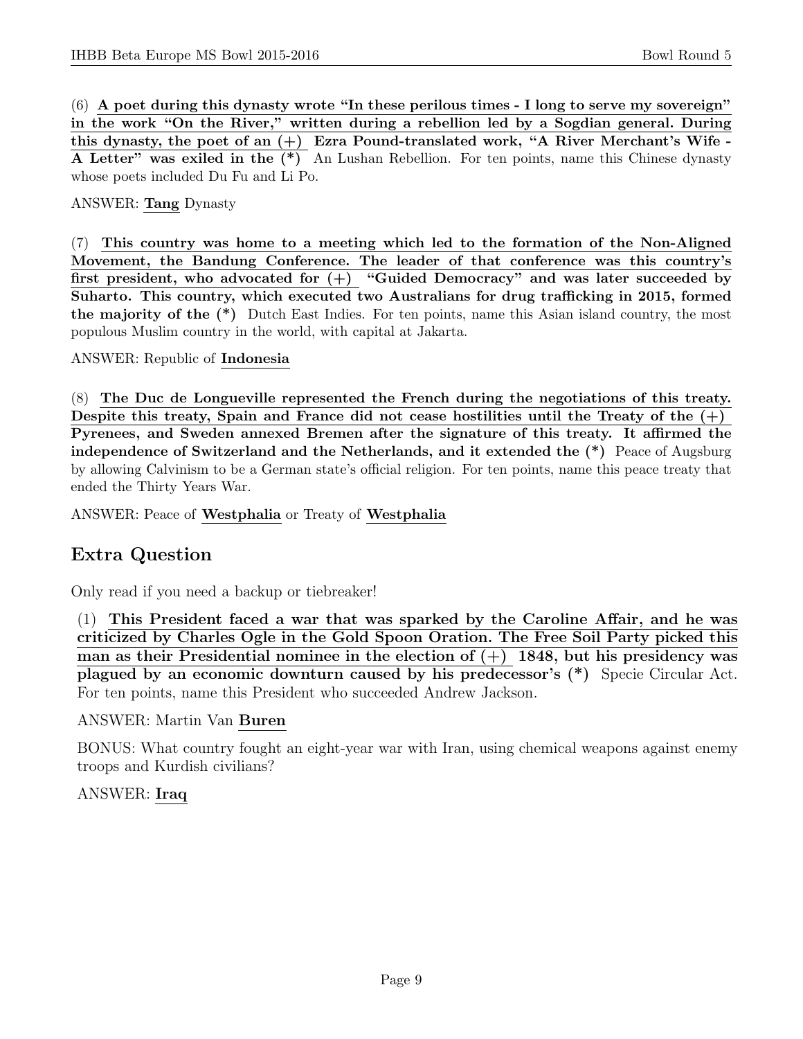(6) **A poet during this dynasty wrote "In these perilous times - I long to serve my sovereign" in the work "On the River," written during a rebellion led by a Sogdian general. During this dynasty, the poet of an (+) Ezra Pound-translated work, "A River Merchant's Wife - A Letter" was exiled in the (*)** An Lushan Rebellion. For ten points, name this Chinese dynasty whose poets included Du Fu and Li Po.

ANSWER: **Tang** Dynasty

(7) **This country was home to a meeting which led to the formation of the Non-Aligned Movement, the Bandung Conference. The leader of that conference was this country's first president, who advocated for (+) "Guided Democracy" and was later succeeded by Suharto. This country, which executed two Australians for drug trafficking in 2015, formed the majority of the (*)** Dutch East Indies. For ten points, name this Asian island country, the most populous Muslim country in the world, with capital at Jakarta.

ANSWER: Republic of **Indonesia**

(8) **The Duc de Longueville represented the French during the negotiations of this treaty. Despite this treaty, Spain and France did not cease hostilities until the Treaty of the (+) Pyrenees, and Sweden annexed Bremen after the signature of this treaty. It affirmed the independence of Switzerland and the Netherlands, and it extended the (*)** Peace of Augsburg by allowing Calvinism to be a German state's official religion. For ten points, name this peace treaty that ended the Thirty Years War.

ANSWER: Peace of **Westphalia** or Treaty of **Westphalia**

## Extra Question

Only read if you need a backup or tiebreaker!

(1) **This President faced a war that was sparked by the Caroline Affair, and he was criticized by Charles Ogle in the Gold Spoon Oration. The Free Soil Party picked this man as their Presidential nominee in the election of (+) 1848, but his presidency was plagued by an economic downturn caused by his predecessor's (*)** Specie Circular Act. For ten points, name this President who succeeded Andrew Jackson.

ANSWER: Martin Van **Buren**

BONUS: What country fought an eight-year war with Iran, using chemical weapons against enemy troops and Kurdish civilians?

ANSWER: **Iraq**